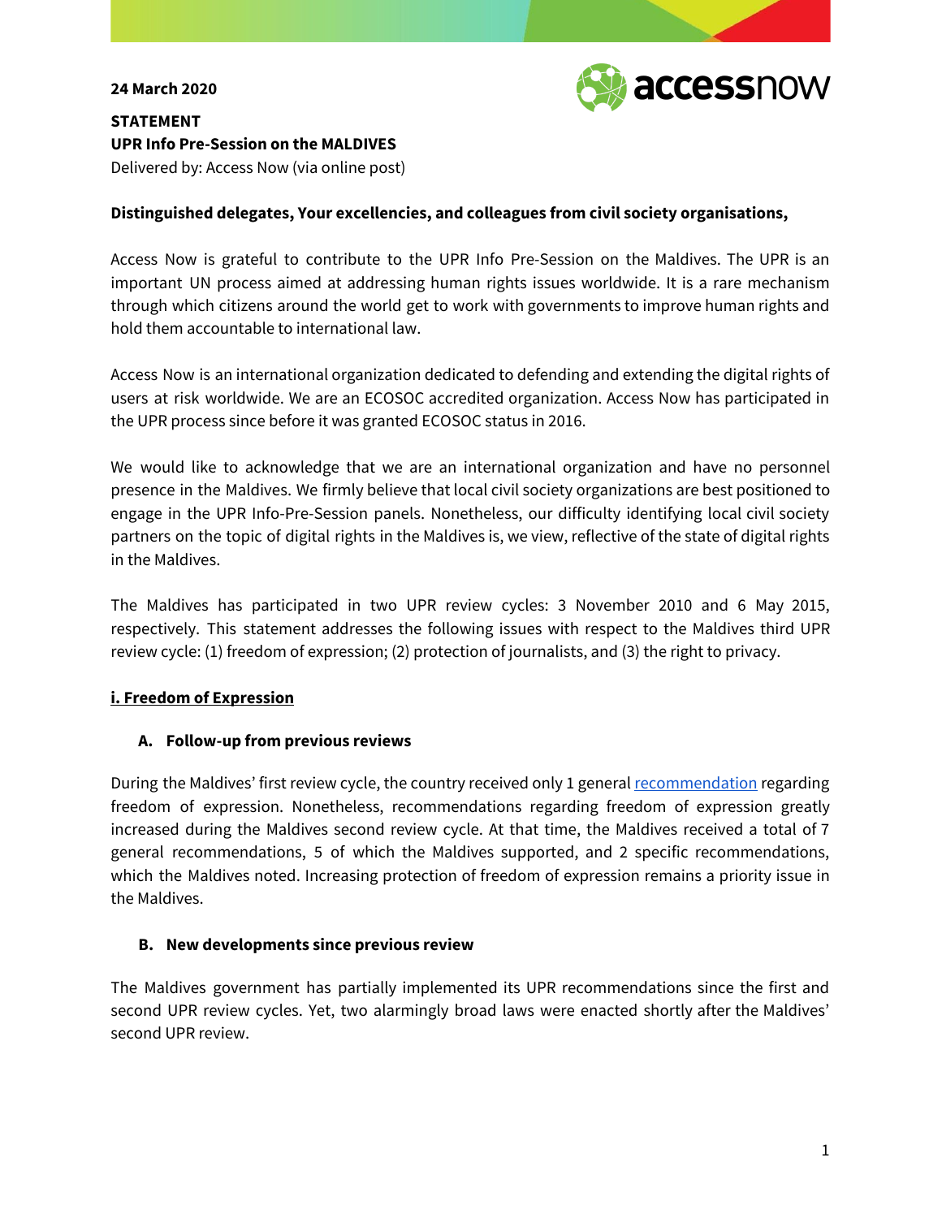**24 March 2020**

**STATEMENT**
**UPR Info Pre-Session on the MALDIVES**
Delivered by: Access Now (via online post)

**Distinguished delegates, Your excellencies, and colleagues from civil society organisations,**

Access Now is grateful to contribute to the UPR Info Pre-Session on the Maldives. The UPR is an important UN process aimed at addressing human rights issues worldwide. It is a rare mechanism through which citizens around the world get to work with governments to improve human rights and hold them accountable to international law.

Access Now is an international organization dedicated to defending and extending the digital rights of users at risk worldwide. We are an ECOSOC accredited organization. Access Now has participated in the UPR process since before it was granted ECOSOC status in 2016.

We would like to acknowledge that we are an international organization and have no personnel presence in the Maldives. We firmly believe that local civil society organizations are best positioned to engage in the UPR Info-Pre-Session panels. Nonetheless, our difficulty identifying local civil society partners on the topic of digital rights in the Maldives is, we view, reflective of the state of digital rights in the Maldives.

The Maldives has participated in two UPR review cycles: 3 November 2010 and 6 May 2015, respectively. This statement addresses the following issues with respect to the Maldives third UPR review cycle: (1) freedom of expression; (2) protection of journalists, and (3) the right to privacy.

## i. Freedom of Expression

### A. Follow-up from previous reviews

During the Maldives' first review cycle, the country received only 1 general recommendation regarding freedom of expression. Nonetheless, recommendations regarding freedom of expression greatly increased during the Maldives second review cycle. At that time, the Maldives received a total of 7 general recommendations, 5 of which the Maldives supported, and 2 specific recommendations, which the Maldives noted. Increasing protection of freedom of expression remains a priority issue in the Maldives.

### B. New developments since previous review

The Maldives government has partially implemented its UPR recommendations since the first and second UPR review cycles. Yet, two alarmingly broad laws were enacted shortly after the Maldives' second UPR review.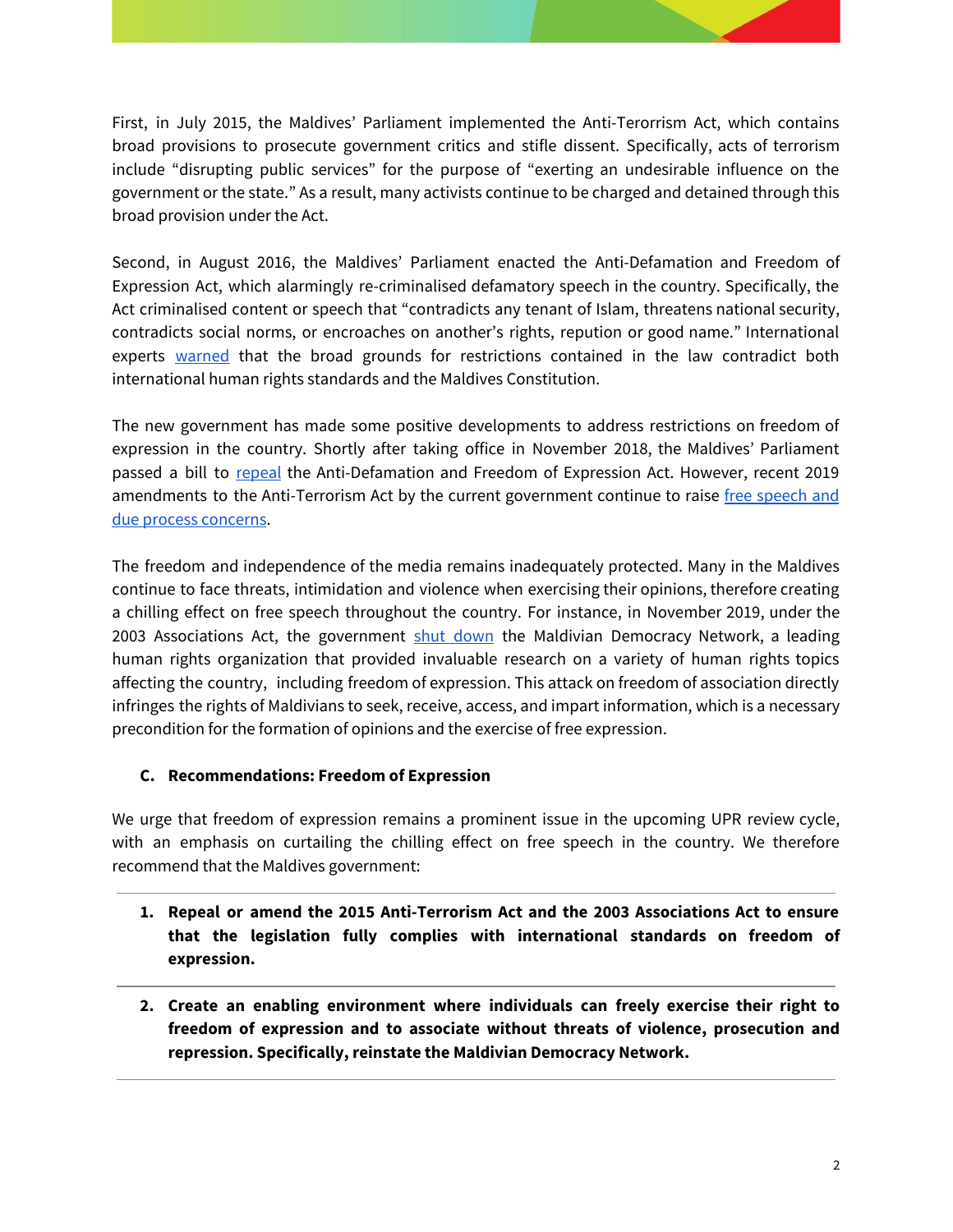First, in July 2015, the Maldives' Parliament implemented the Anti-Terorrism Act, which contains broad provisions to prosecute government critics and stifle dissent. Specifically, acts of terrorism include "disrupting public services" for the purpose of "exerting an undesirable influence on the government or the state." As a result, many activists continue to be charged and detained through this broad provision under the Act.

Second, in August 2016, the Maldives' Parliament enacted the Anti-Defamation and Freedom of Expression Act, which alarmingly re-criminalised defamatory speech in the country. Specifically, the Act criminalised content or speech that "contradicts any tenant of Islam, threatens national security, contradicts social norms, or encroaches on another's rights, repution or good name." International experts warned that the broad grounds for restrictions contained in the law contradict both international human rights standards and the Maldives Constitution.

The new government has made some positive developments to address restrictions on freedom of expression in the country. Shortly after taking office in November 2018, the Maldives' Parliament passed a bill to repeal the Anti-Defamation and Freedom of Expression Act. However, recent 2019 amendments to the Anti-Terrorism Act by the current government continue to raise free speech and due process concerns.

The freedom and independence of the media remains inadequately protected. Many in the Maldives continue to face threats, intimidation and violence when exercising their opinions, therefore creating a chilling effect on free speech throughout the country. For instance, in November 2019, under the 2003 Associations Act, the government shut down the Maldivian Democracy Network, a leading human rights organization that provided invaluable research on a variety of human rights topics affecting the country, including freedom of expression. This attack on freedom of association directly infringes the rights of Maldivians to seek, receive, access, and impart information, which is a necessary precondition for the formation of opinions and the exercise of free expression.

### C. Recommendations: Freedom of Expression

We urge that freedom of expression remains a prominent issue in the upcoming UPR review cycle, with an emphasis on curtailing the chilling effect on free speech in the country. We therefore recommend that the Maldives government:

1. **Repeal or amend the 2015 Anti-Terrorism Act and the 2003 Associations Act to ensure that the legislation fully complies with international standards on freedom of expression.**

2. **Create an enabling environment where individuals can freely exercise their right to freedom of expression and to associate without threats of violence, prosecution and repression. Specifically, reinstate the Maldivian Democracy Network.**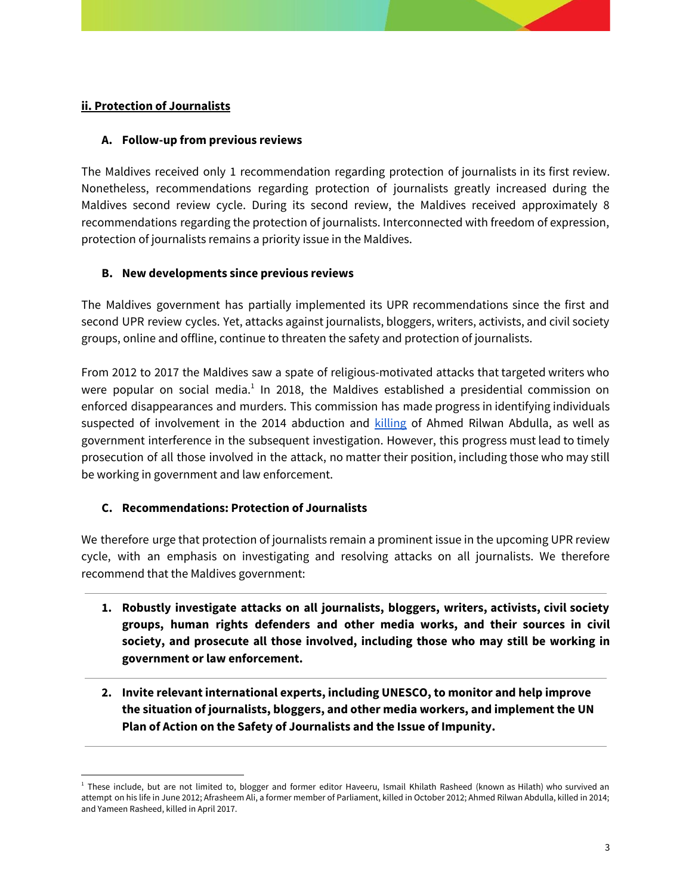## ii. Protection of Journalists

### A. Follow-up from previous reviews

The Maldives received only 1 recommendation regarding protection of journalists in its first review. Nonetheless, recommendations regarding protection of journalists greatly increased during the Maldives second review cycle. During its second review, the Maldives received approximately 8 recommendations regarding the protection of journalists. Interconnected with freedom of expression, protection of journalists remains a priority issue in the Maldives.

### B. New developments since previous reviews

The Maldives government has partially implemented its UPR recommendations since the first and second UPR review cycles. Yet, attacks against journalists, bloggers, writers, activists, and civil society groups, online and offline, continue to threaten the safety and protection of journalists.

From 2012 to 2017 the Maldives saw a spate of religious-motivated attacks that targeted writers who were popular on social media.[1] In 2018, the Maldives established a presidential commission on enforced disappearances and murders. This commission has made progress in identifying individuals suspected of involvement in the 2014 abduction and killing of Ahmed Rilwan Abdulla, as well as government interference in the subsequent investigation. However, this progress must lead to timely prosecution of all those involved in the attack, no matter their position, including those who may still be working in government and law enforcement.

### C. Recommendations: Protection of Journalists

We therefore urge that protection of journalists remain a prominent issue in the upcoming UPR review cycle, with an emphasis on investigating and resolving attacks on all journalists. We therefore recommend that the Maldives government:

1. **Robustly investigate attacks on all journalists, bloggers, writers, activists, civil society groups, human rights defenders and other media works, and their sources in civil society, and prosecute all those involved, including those who may still be working in government or law enforcement.**

2. **Invite relevant international experts, including UNESCO, to monitor and help improve the situation of journalists, bloggers, and other media workers, and implement the UN Plan of Action on the Safety of Journalists and the Issue of Impunity.**

---

[1] These include, but are not limited to, blogger and former editor Haveeru, Ismail Khilath Rasheed (known as Hilath) who survived an attempt on his life in June 2012; Afrasheem Ali, a former member of Parliament, killed in October 2012; Ahmed Rilwan Abdulla, killed in 2014; and Yameen Rasheed, killed in April 2017.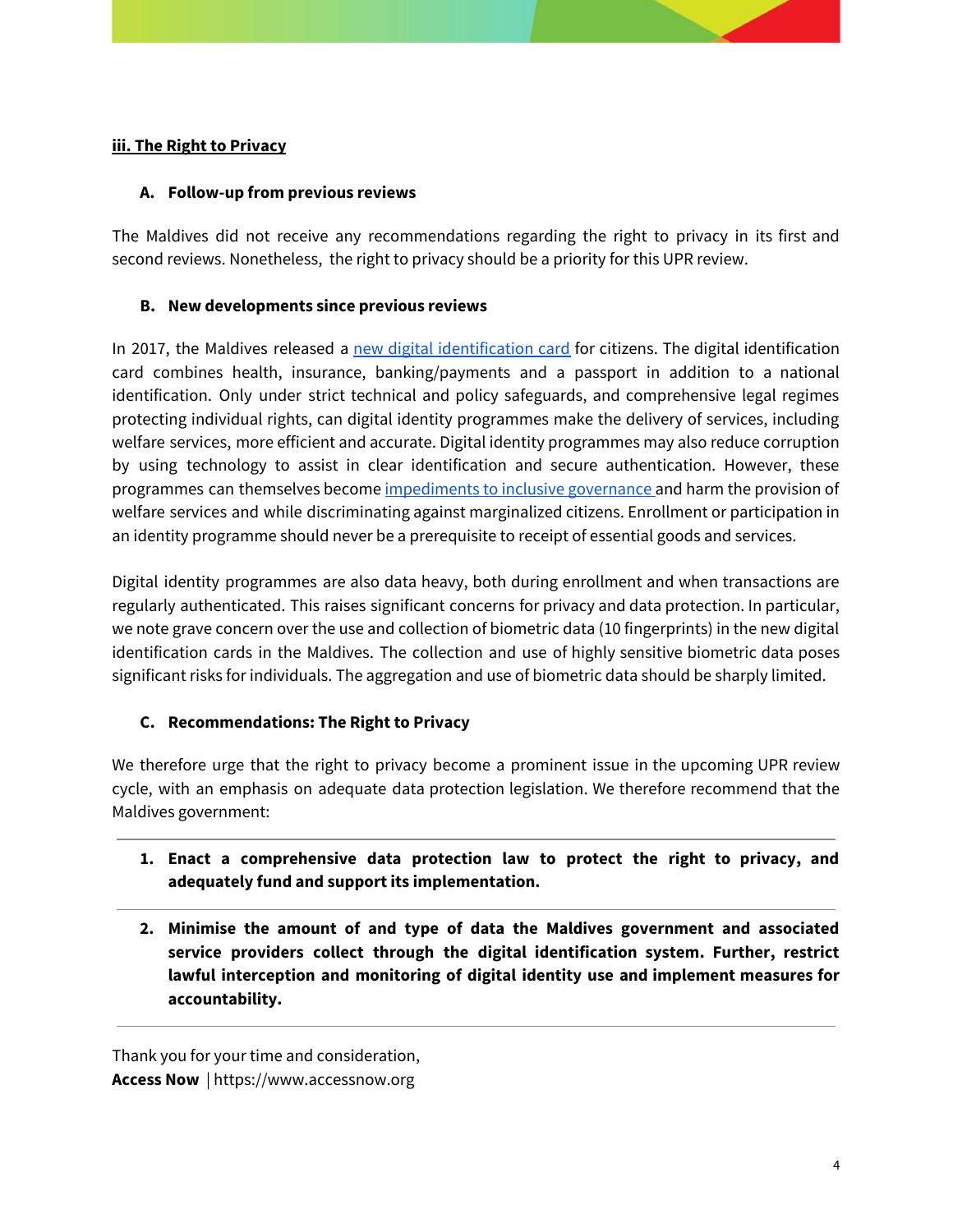### iii. The Right to Privacy

**A. Follow-up from previous reviews**

The Maldives did not receive any recommendations regarding the right to privacy in its first and second reviews. Nonetheless, the right to privacy should be a priority for this UPR review.

**B. New developments since previous reviews**

In 2017, the Maldives released a new digital identification card for citizens. The digital identification card combines health, insurance, banking/payments and a passport in addition to a national identification. Only under strict technical and policy safeguards, and comprehensive legal regimes protecting individual rights, can digital identity programmes make the delivery of services, including welfare services, more efficient and accurate. Digital identity programmes may also reduce corruption by using technology to assist in clear identification and secure authentication. However, these programmes can themselves become impediments to inclusive governance and harm the provision of welfare services and while discriminating against marginalized citizens. Enrollment or participation in an identity programme should never be a prerequisite to receipt of essential goods and services.

Digital identity programmes are also data heavy, both during enrollment and when transactions are regularly authenticated. This raises significant concerns for privacy and data protection. In particular, we note grave concern over the use and collection of biometric data (10 fingerprints) in the new digital identification cards in the Maldives. The collection and use of highly sensitive biometric data poses significant risks for individuals. The aggregation and use of biometric data should be sharply limited.

**C. Recommendations: The Right to Privacy**

We therefore urge that the right to privacy become a prominent issue in the upcoming UPR review cycle, with an emphasis on adequate data protection legislation. We therefore recommend that the Maldives government:

1. **Enact a comprehensive data protection law to protect the right to privacy, and adequately fund and support its implementation.**
2. **Minimise the amount of and type of data the Maldives government and associated service providers collect through the digital identification system. Further, restrict lawful interception and monitoring of digital identity use and implement measures for accountability.**

Thank you for your time and consideration,
**Access Now** | https://www.accessnow.org